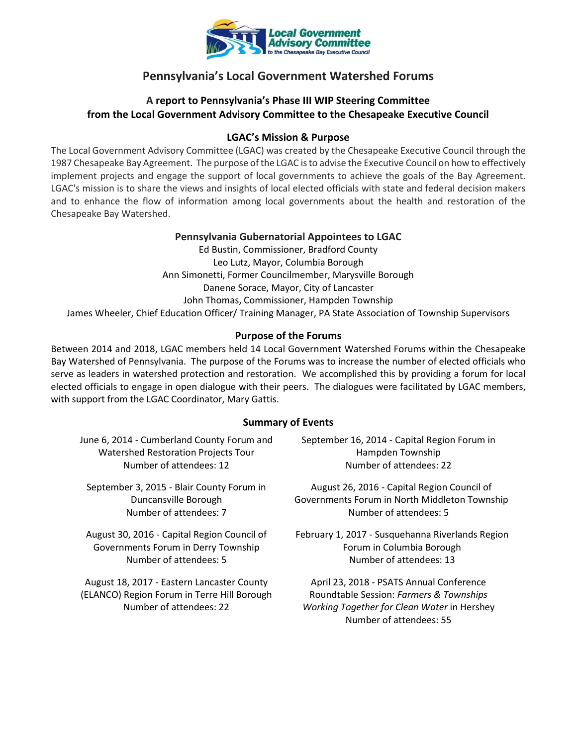# Pennsylvania's Local Government Watershed Forums

### A report to Pennsylvania's Phase III WIP Steering Committee from the Local Government Advisory Committee to the Chesapeake Executive Council

## LGAC's Mission & Purpose

The Local Government Advisory Committee (LGAC) was created by the Chesapeake Executive Council through the 1987 Chesapeake Bay Agreement. The purpose of the LGAC is to advise the Executive Council on how to effectively implement projects and engage the support of local governments to achieve the goals of the Bay Agreement. LGAC's mission is to share the views and insights of local elected officials with state and federal decision makers and to enhance the flow of information among local governments about the health and restoration of the Chesapeake Bay Watershed.

## Pennsylvania Gubernatorial Appointees to LGAC

Ed Bustin, Commissioner, Bradford County
Leo Lutz, Mayor, Columbia Borough
Ann Simonetti, Former Councilmember, Marysville Borough
Danene Sorace, Mayor, City of Lancaster
John Thomas, Commissioner, Hampden Township
James Wheeler, Chief Education Officer/ Training Manager, PA State Association of Township Supervisors

## Purpose of the Forums

Between 2014 and 2018, LGAC members held 14 Local Government Watershed Forums within the Chesapeake Bay Watershed of Pennsylvania. The purpose of the Forums was to increase the number of elected officials who serve as leaders in watershed protection and restoration. We accomplished this by providing a forum for local elected officials to engage in open dialogue with their peers. The dialogues were facilitated by LGAC members, with support from the LGAC Coordinator, Mary Gattis.

## Summary of Events

June 6, 2014 - Cumberland County Forum and Watershed Restoration Projects Tour
Number of attendees: 12

September 16, 2014 - Capital Region Forum in Hampden Township
Number of attendees: 22

September 3, 2015 - Blair County Forum in Duncansville Borough
Number of attendees: 7

August 26, 2016 - Capital Region Council of Governments Forum in North Middleton Township
Number of attendees: 5

August 30, 2016 - Capital Region Council of Governments Forum in Derry Township
Number of attendees: 5

February 1, 2017 - Susquehanna Riverlands Region Forum in Columbia Borough
Number of attendees: 13

August 18, 2017 - Eastern Lancaster County (ELANCO) Region Forum in Terre Hill Borough
Number of attendees: 22

April 23, 2018 - PSATS Annual Conference Roundtable Session: *Farmers & Townships Working Together for Clean Water* in Hershey
Number of attendees: 55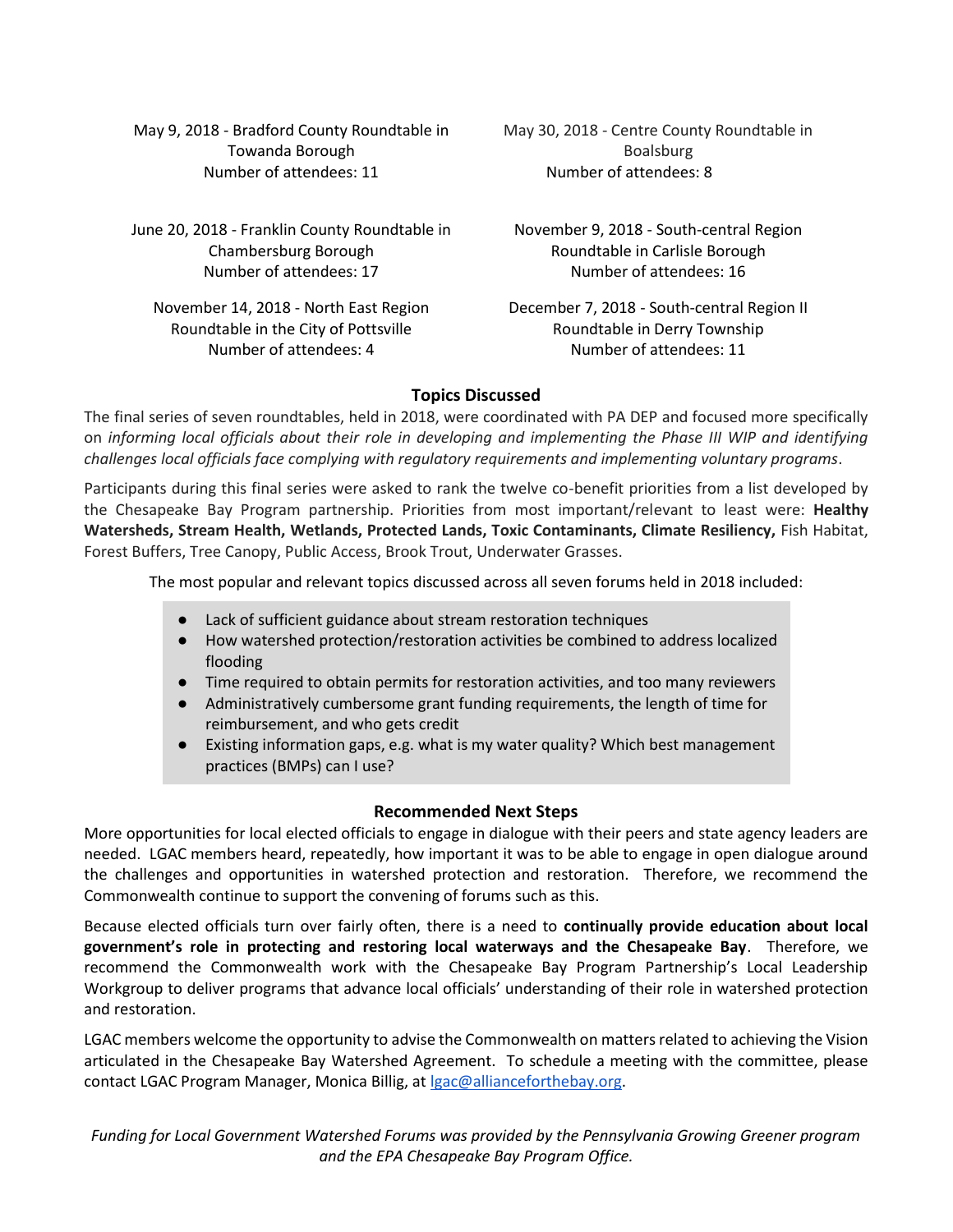May 9, 2018 - Bradford County Roundtable in Towanda Borough
Number of attendees: 11

May 30, 2018 - Centre County Roundtable in Boalsburg
Number of attendees: 8

June 20, 2018 - Franklin County Roundtable in Chambersburg Borough
Number of attendees: 17

November 9, 2018 - South-central Region Roundtable in Carlisle Borough
Number of attendees: 16

November 14, 2018 - North East Region Roundtable in the City of Pottsville
Number of attendees: 4

December 7, 2018 - South-central Region II Roundtable in Derry Township
Number of attendees: 11

### Topics Discussed

The final series of seven roundtables, held in 2018, were coordinated with PA DEP and focused more specifically on *informing local officials about their role in developing and implementing the Phase III WIP and identifying challenges local officials face complying with regulatory requirements and implementing voluntary programs*.

Participants during this final series were asked to rank the twelve co-benefit priorities from a list developed by the Chesapeake Bay Program partnership. Priorities from most important/relevant to least were: **Healthy Watersheds, Stream Health, Wetlands, Protected Lands, Toxic Contaminants, Climate Resiliency,** Fish Habitat, Forest Buffers, Tree Canopy, Public Access, Brook Trout, Underwater Grasses.

The most popular and relevant topics discussed across all seven forums held in 2018 included:

- Lack of sufficient guidance about stream restoration techniques
- How watershed protection/restoration activities be combined to address localized flooding
- Time required to obtain permits for restoration activities, and too many reviewers
- Administratively cumbersome grant funding requirements, the length of time for reimbursement, and who gets credit
- Existing information gaps, e.g. what is my water quality? Which best management practices (BMPs) can I use?

### Recommended Next Steps

More opportunities for local elected officials to engage in dialogue with their peers and state agency leaders are needed. LGAC members heard, repeatedly, how important it was to be able to engage in open dialogue around the challenges and opportunities in watershed protection and restoration. Therefore, we recommend the Commonwealth continue to support the convening of forums such as this.

Because elected officials turn over fairly often, there is a need to **continually provide education about local government's role in protecting and restoring local waterways and the Chesapeake Bay**. Therefore, we recommend the Commonwealth work with the Chesapeake Bay Program Partnership's Local Leadership Workgroup to deliver programs that advance local officials' understanding of their role in watershed protection and restoration.

LGAC members welcome the opportunity to advise the Commonwealth on matters related to achieving the Vision articulated in the Chesapeake Bay Watershed Agreement. To schedule a meeting with the committee, please contact LGAC Program Manager, Monica Billig, at lgac@allianceforthebay.org.

*Funding for Local Government Watershed Forums was provided by the Pennsylvania Growing Greener program and the EPA Chesapeake Bay Program Office.*